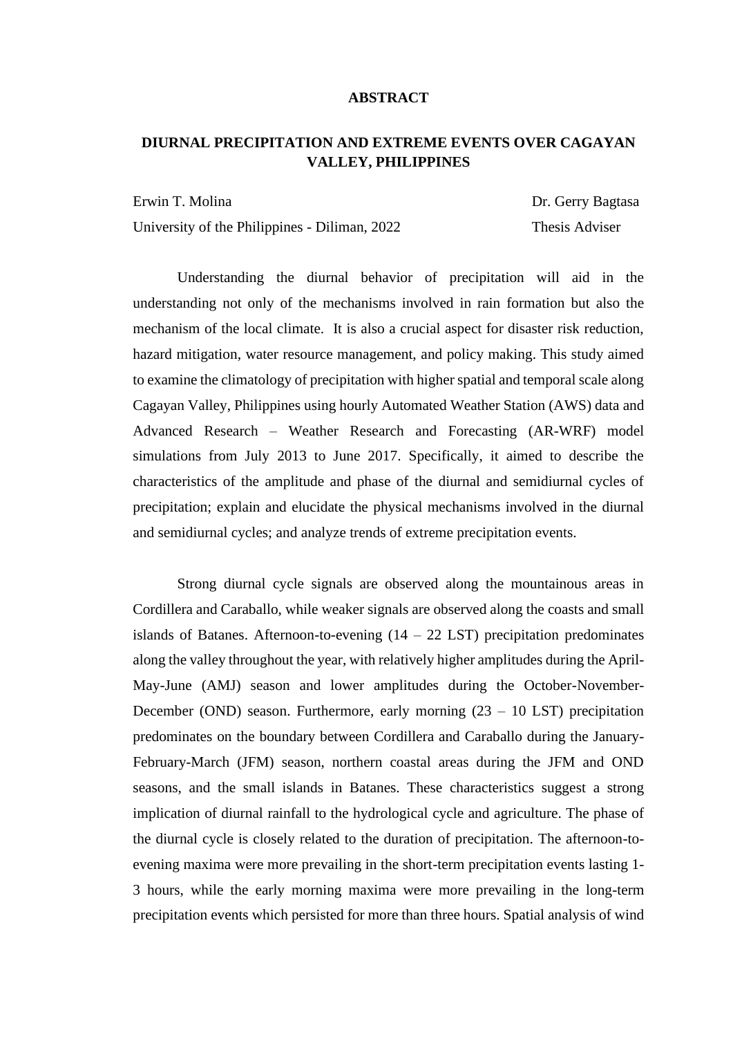# ABSTRACT

## DIURNAL PRECIPITATION AND EXTREME EVENTS OVER CAGAYAN VALLEY, PHILIPPINES

Erwin T. Molina — Dr. Gerry Bagtasa

University of the Philippines - Diliman, 2022 — Thesis Adviser

Understanding the diurnal behavior of precipitation will aid in the understanding not only of the mechanisms involved in rain formation but also the mechanism of the local climate. It is also a crucial aspect for disaster risk reduction, hazard mitigation, water resource management, and policy making. This study aimed to examine the climatology of precipitation with higher spatial and temporal scale along Cagayan Valley, Philippines using hourly Automated Weather Station (AWS) data and Advanced Research – Weather Research and Forecasting (AR-WRF) model simulations from July 2013 to June 2017. Specifically, it aimed to describe the characteristics of the amplitude and phase of the diurnal and semidiurnal cycles of precipitation; explain and elucidate the physical mechanisms involved in the diurnal and semidiurnal cycles; and analyze trends of extreme precipitation events.

Strong diurnal cycle signals are observed along the mountainous areas in Cordillera and Caraballo, while weaker signals are observed along the coasts and small islands of Batanes. Afternoon-to-evening (14 – 22 LST) precipitation predominates along the valley throughout the year, with relatively higher amplitudes during the April-May-June (AMJ) season and lower amplitudes during the October-November-December (OND) season. Furthermore, early morning (23 – 10 LST) precipitation predominates on the boundary between Cordillera and Caraballo during the January-February-March (JFM) season, northern coastal areas during the JFM and OND seasons, and the small islands in Batanes. These characteristics suggest a strong implication of diurnal rainfall to the hydrological cycle and agriculture. The phase of the diurnal cycle is closely related to the duration of precipitation. The afternoon-to-evening maxima were more prevailing in the short-term precipitation events lasting 1-3 hours, while the early morning maxima were more prevailing in the long-term precipitation events which persisted for more than three hours. Spatial analysis of wind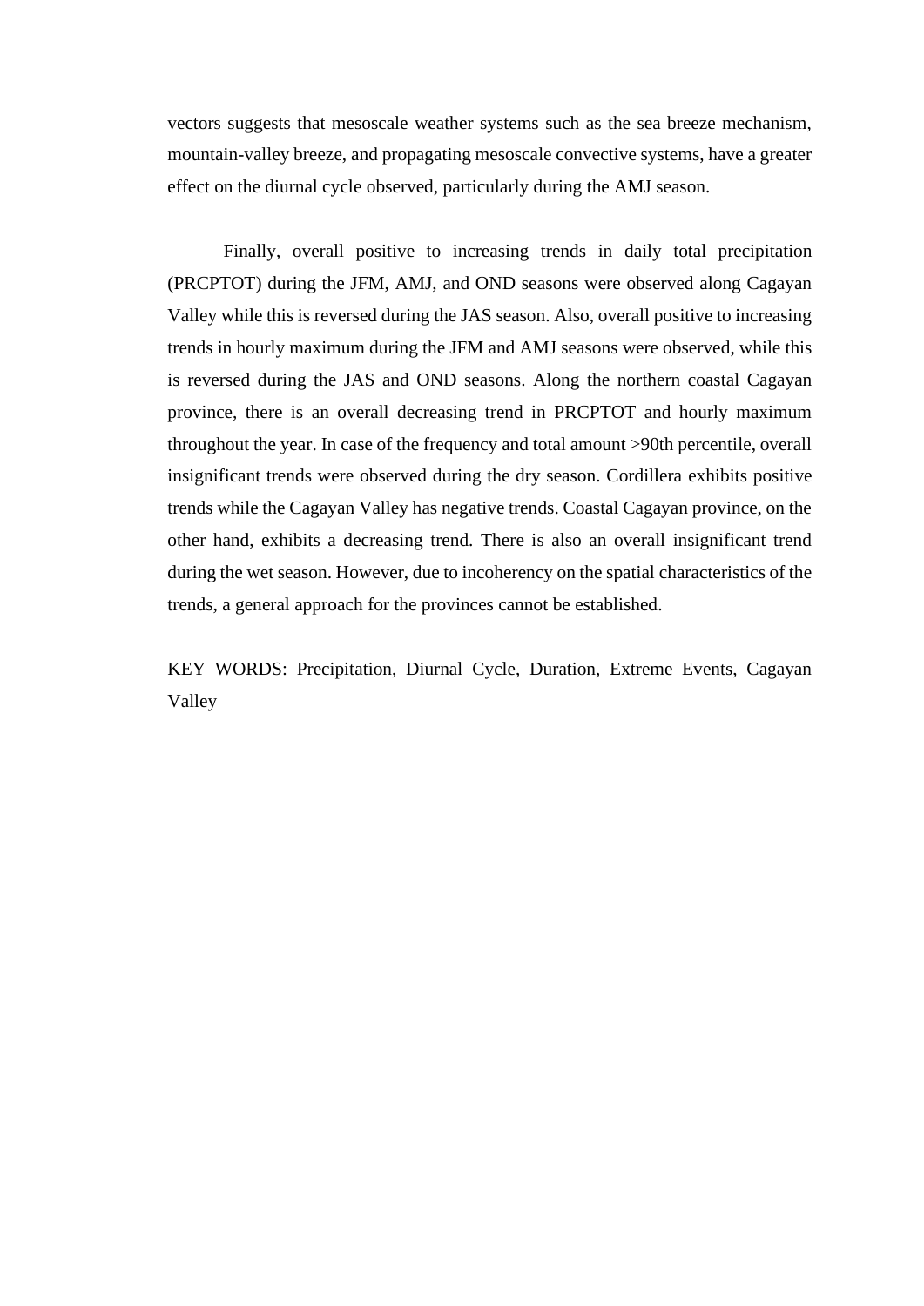vectors suggests that mesoscale weather systems such as the sea breeze mechanism, mountain-valley breeze, and propagating mesoscale convective systems, have a greater effect on the diurnal cycle observed, particularly during the AMJ season.

Finally, overall positive to increasing trends in daily total precipitation (PRCPTOT) during the JFM, AMJ, and OND seasons were observed along Cagayan Valley while this is reversed during the JAS season. Also, overall positive to increasing trends in hourly maximum during the JFM and AMJ seasons were observed, while this is reversed during the JAS and OND seasons. Along the northern coastal Cagayan province, there is an overall decreasing trend in PRCPTOT and hourly maximum throughout the year. In case of the frequency and total amount >90th percentile, overall insignificant trends were observed during the dry season. Cordillera exhibits positive trends while the Cagayan Valley has negative trends. Coastal Cagayan province, on the other hand, exhibits a decreasing trend. There is also an overall insignificant trend during the wet season. However, due to incoherency on the spatial characteristics of the trends, a general approach for the provinces cannot be established.

KEY WORDS: Precipitation, Diurnal Cycle, Duration, Extreme Events, Cagayan Valley